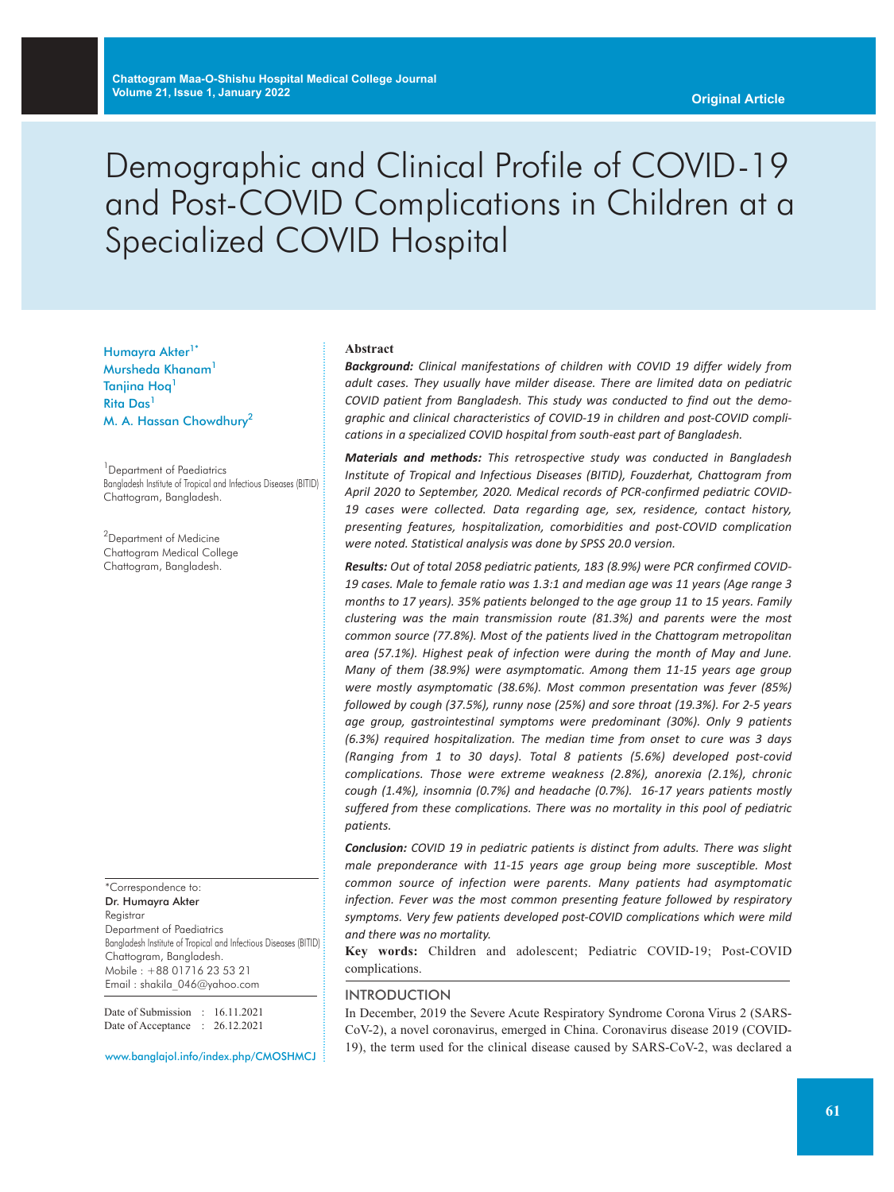# Demographic and Clinical Profile of COVID-19 and Post-COVID Complications in Children at a Specialized COVID Hospital

Humayra Akter[1*]
Mursheda Khanam[1]
Tanjina Hoq[1]
Rita Das[1]
M. A. Hassan Chowdhury[2]

[1]Department of Paediatrics
Bangladesh Institute of Tropical and Infectious Diseases (BITID)
Chattogram, Bangladesh.

[2]Department of Medicine
Chattogram Medical College
Chattogram, Bangladesh.

*Correspondence to:
Dr. Humayra Akter
Registrar
Department of Paediatrics
Bangladesh Institute of Tropical and Infectious Diseases (BITID)
Chattogram, Bangladesh.
Mobile : +88 01716 23 53 21
Email : shakila_046@yahoo.com

Date of Submission : 16.11.2021
Date of Acceptance : 26.12.2021

www.banglajol.info/index.php/CMOSHMCJ

**Abstract**

***Background:*** *Clinical manifestations of children with COVID 19 differ widely from adult cases. They usually have milder disease. There are limited data on pediatric COVID patient from Bangladesh. This study was conducted to find out the demographic and clinical characteristics of COVID-19 in children and post-COVID complications in a specialized COVID hospital from south-east part of Bangladesh.*

***Materials and methods:*** *This retrospective study was conducted in Bangladesh Institute of Tropical and Infectious Diseases (BITID), Fouzderhat, Chattogram from April 2020 to September, 2020. Medical records of PCR-confirmed pediatric COVID-19 cases were collected. Data regarding age, sex, residence, contact history, presenting features, hospitalization, comorbidities and post-COVID complication were noted. Statistical analysis was done by SPSS 20.0 version.*

***Results:*** *Out of total 2058 pediatric patients, 183 (8.9%) were PCR confirmed COVID-19 cases. Male to female ratio was 1.3:1 and median age was 11 years (Age range 3 months to 17 years). 35% patients belonged to the age group 11 to 15 years. Family clustering was the main transmission route (81.3%) and parents were the most common source (77.8%). Most of the patients lived in the Chattogram metropolitan area (57.1%). Highest peak of infection were during the month of May and June. Many of them (38.9%) were asymptomatic. Among them 11-15 years age group were mostly asymptomatic (38.6%). Most common presentation was fever (85%) followed by cough (37.5%), runny nose (25%) and sore throat (19.3%). For 2-5 years age group, gastrointestinal symptoms were predominant (30%). Only 9 patients (6.3%) required hospitalization. The median time from onset to cure was 3 days (Ranging from 1 to 30 days). Total 8 patients (5.6%) developed post-covid complications. Those were extreme weakness (2.8%), anorexia (2.1%), chronic cough (1.4%), insomnia (0.7%) and headache (0.7%). 16-17 years patients mostly suffered from these complications. There was no mortality in this pool of pediatric patients.*

***Conclusion:*** *COVID 19 in pediatric patients is distinct from adults. There was slight male preponderance with 11-15 years age group being more susceptible. Most common source of infection were parents. Many patients had asymptomatic infection. Fever was the most common presenting feature followed by respiratory symptoms. Very few patients developed post-COVID complications which were mild and there was no mortality.*

**Key words:** Children and adolescent; Pediatric COVID-19; Post-COVID complications.

## INTRODUCTION

In December, 2019 the Severe Acute Respiratory Syndrome Corona Virus 2 (SARS-CoV-2), a novel coronavirus, emerged in China. Coronavirus disease 2019 (COVID-19), the term used for the clinical disease caused by SARS-CoV-2, was declared a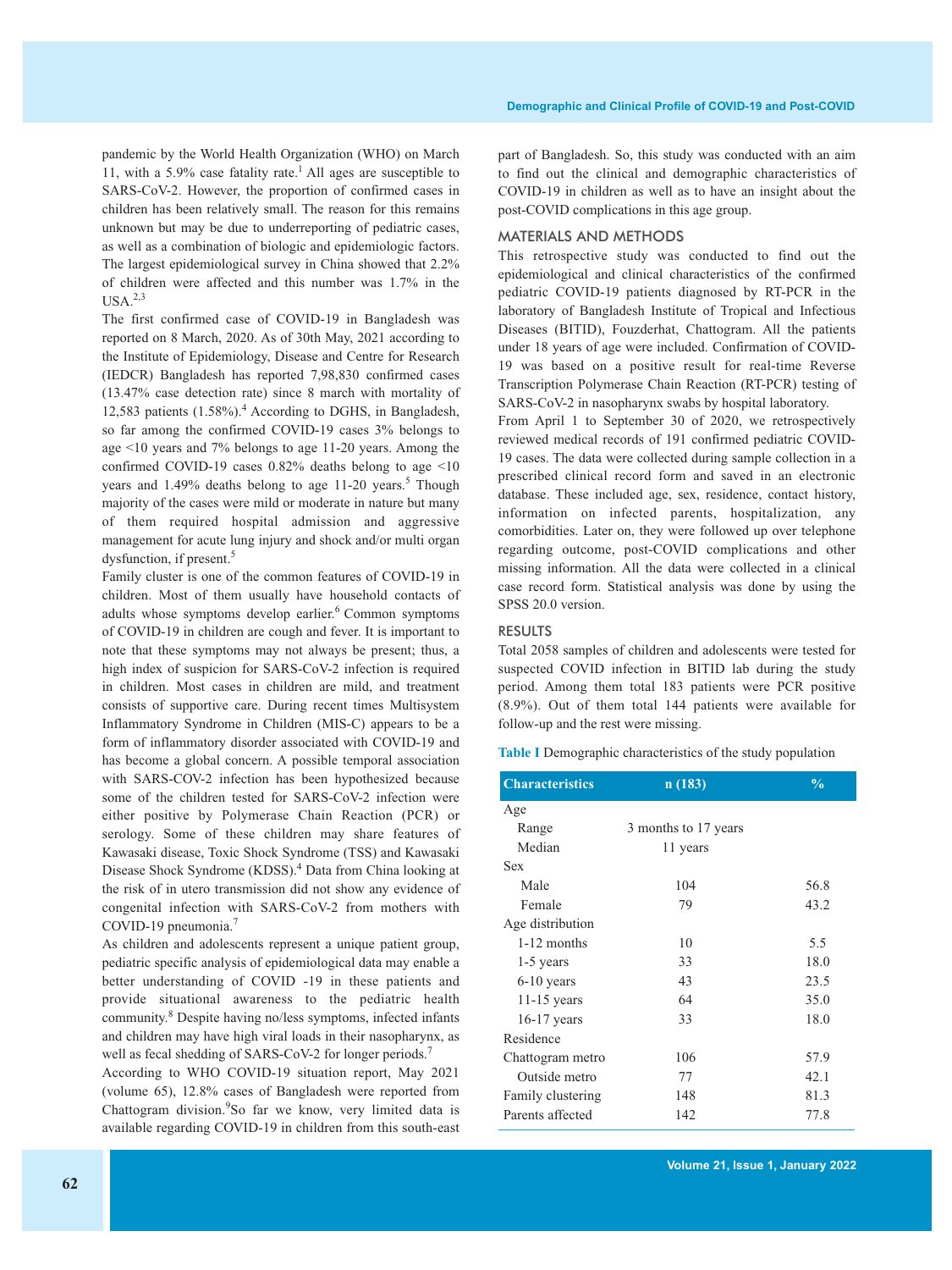pandemic by the World Health Organization (WHO) on March 11, with a 5.9% case fatality rate.[1] All ages are susceptible to SARS-CoV-2. However, the proportion of confirmed cases in children has been relatively small. The reason for this remains unknown but may be due to underreporting of pediatric cases, as well as a combination of biologic and epidemiologic factors. The largest epidemiological survey in China showed that 2.2% of children were affected and this number was 1.7% in the USA.[2,3]

The first confirmed case of COVID-19 in Bangladesh was reported on 8 March, 2020. As of 30th May, 2021 according to the Institute of Epidemiology, Disease and Centre for Research (IEDCR) Bangladesh has reported 7,98,830 confirmed cases (13.47% case detection rate) since 8 march with mortality of 12,583 patients (1.58%).[4] According to DGHS, in Bangladesh, so far among the confirmed COVID-19 cases 3% belongs to age <10 years and 7% belongs to age 11-20 years. Among the confirmed COVID-19 cases 0.82% deaths belong to age <10 years and 1.49% deaths belong to age 11-20 years.[5] Though majority of the cases were mild or moderate in nature but many of them required hospital admission and aggressive management for acute lung injury and shock and/or multi organ dysfunction, if present.[5]

Family cluster is one of the common features of COVID-19 in children. Most of them usually have household contacts of adults whose symptoms develop earlier.[6] Common symptoms of COVID-19 in children are cough and fever. It is important to note that these symptoms may not always be present; thus, a high index of suspicion for SARS-CoV-2 infection is required in children. Most cases in children are mild, and treatment consists of supportive care. During recent times Multisystem Inflammatory Syndrome in Children (MIS-C) appears to be a form of inflammatory disorder associated with COVID-19 and has become a global concern. A possible temporal association with SARS-COV-2 infection has been hypothesized because some of the children tested for SARS-CoV-2 infection were either positive by Polymerase Chain Reaction (PCR) or serology. Some of these children may share features of Kawasaki disease, Toxic Shock Syndrome (TSS) and Kawasaki Disease Shock Syndrome (KDSS).[4] Data from China looking at the risk of in utero transmission did not show any evidence of congenital infection with SARS-CoV-2 from mothers with COVID-19 pneumonia.[7]

As children and adolescents represent a unique patient group, pediatric specific analysis of epidemiological data may enable a better understanding of COVID -19 in these patients and provide situational awareness to the pediatric health community.[8] Despite having no/less symptoms, infected infants and children may have high viral loads in their nasopharynx, as well as fecal shedding of SARS-CoV-2 for longer periods.[7]

According to WHO COVID-19 situation report, May 2021 (volume 65), 12.8% cases of Bangladesh were reported from Chattogram division.[9] So far we know, very limited data is available regarding COVID-19 in children from this south-east part of Bangladesh. So, this study was conducted with an aim to find out the clinical and demographic characteristics of COVID-19 in children as well as to have an insight about the post-COVID complications in this age group.

## MATERIALS AND METHODS

This retrospective study was conducted to find out the epidemiological and clinical characteristics of the confirmed pediatric COVID-19 patients diagnosed by RT-PCR in the laboratory of Bangladesh Institute of Tropical and Infectious Diseases (BITID), Fouzderhat, Chattogram. All the patients under 18 years of age were included. Confirmation of COVID-19 was based on a positive result for real-time Reverse Transcription Polymerase Chain Reaction (RT-PCR) testing of SARS-CoV-2 in nasopharynx swabs by hospital laboratory.

From April 1 to September 30 of 2020, we retrospectively reviewed medical records of 191 confirmed pediatric COVID-19 cases. The data were collected during sample collection in a prescribed clinical record form and saved in an electronic database. These included age, sex, residence, contact history, information on infected parents, hospitalization, any comorbidities. Later on, they were followed up over telephone regarding outcome, post-COVID complications and other missing information. All the data were collected in a clinical case record form. Statistical analysis was done by using the SPSS 20.0 version.

## RESULTS

Total 2058 samples of children and adolescents were tested for suspected COVID infection in BITID lab during the study period. Among them total 183 patients were PCR positive (8.9%). Out of them total 144 patients were available for follow-up and the rest were missing.

**Table I** Demographic characteristics of the study population

| Characteristics | n (183) | % |
|---|---|---|
| Age | | |
| Range | 3 months to 17 years | |
| Median | 11 years | |
| Sex | | |
| Male | 104 | 56.8 |
| Female | 79 | 43.2 |
| Age distribution | | |
| 1-12 months | 10 | 5.5 |
| 1-5 years | 33 | 18.0 |
| 6-10 years | 43 | 23.5 |
| 11-15 years | 64 | 35.0 |
| 16-17 years | 33 | 18.0 |
| Residence | | |
| Chattogram metro | 106 | 57.9 |
| Outside metro | 77 | 42.1 |
| Family clustering | 148 | 81.3 |
| Parents affected | 142 | 77.8 |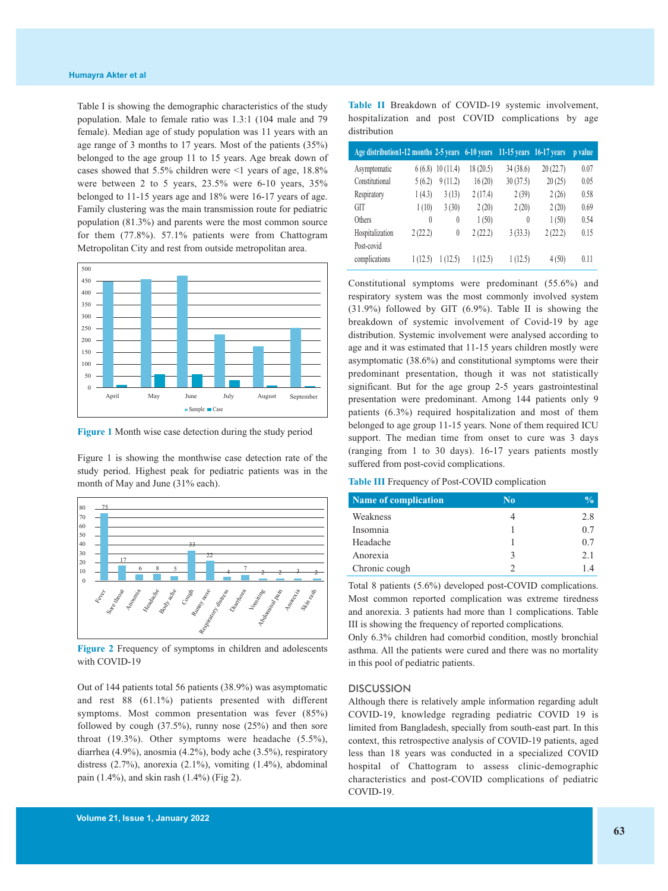Table I is showing the demographic characteristics of the study population. Male to female ratio was 1.3:1 (104 male and 79 female). Median age of study population was 11 years with an age range of 3 months to 17 years. Most of the patients (35%) belonged to the age group 11 to 15 years. Age break down of cases showed that 5.5% children were <1 years of age, 18.8% were between 2 to 5 years, 23.5% were 6-10 years, 35% belonged to 11-15 years age and 18% were 16-17 years of age. Family clustering was the main transmission route for pediatric population (81.3%) and parents were the most common source for them (77.8%). 57.1% patients were from Chattogram Metropolitan City and rest from outside metropolitan area.

**Figure 1** Month wise case detection during the study period

Figure 1 is showing the monthwise case detection rate of the study period. Highest peak for pediatric patients was in the month of May and June (31% each).

**Figure 2** Frequency of symptoms in children and adolescents with COVID-19

Out of 144 patients total 56 patients (38.9%) was asymptomatic and rest 88 (61.1%) patients presented with different symptoms. Most common presentation was fever (85%) followed by cough (37.5%), runny nose (25%) and then sore throat (19.3%). Other symptoms were headache (5.5%), diarrhea (4.9%), anosmia (4.2%), body ache (3.5%), respiratory distress (2.7%), anorexia (2.1%), vomiting (1.4%), abdominal pain (1.4%), and skin rash (1.4%) (Fig 2).

**Table II** Breakdown of COVID-19 systemic involvement, hospitalization and post COVID complications by age distribution

| Age distribution | 1-12 months | 2-5 years | 6-10 years | 11-15 years | 16-17 years | p value |
|---|---|---|---|---|---|---|
| Asymptomatic | 6 (6.8) | 10 (11.4) | 18 (20.5) | 34 (38.6) | 20 (22.7) | 0.07 |
| Constitutional | 5 (6.2) | 9 (11.2) | 16 (20) | 30 (37.5) | 20 (25) | 0.05 |
| Respiratory | 1 (4.3) | 3 (13) | 2 (17.4) | 2 (39) | 2 (26) | 0.58 |
| GIT | 1 (10) | 3 (30) | 2 (20) | 2 (20) | 2 (20) | 0.69 |
| Others | 0 | 0 | 1 (50) | 0 | 1 (50) | 0.54 |
| Hospitalization | 2 (22.2) | 0 | 2 (22.2) | 3 (33.3) | 2 (22.2) | 0.15 |
| Post-covid complications | 1 (12.5) | 1 (12.5) | 1 (12.5) | 1 (12.5) | 4 (50) | 0.11 |

Constitutional symptoms were predominant (55.6%) and respiratory system was the most commonly involved system (31.9%) followed by GIT (6.9%). Table II is showing the breakdown of systemic involvement of Covid-19 by age distribution. Systemic involvement were analysed according to age and it was estimated that 11-15 years children mostly were asymptomatic (38.6%) and constitutional symptoms were their predominant presentation, though it was not statistically significant. But for the age group 2-5 years gastrointestinal presentation were predominant. Among 144 patients only 9 patients (6.3%) required hospitalization and most of them belonged to age group 11-15 years. None of them required ICU support. The median time from onset to cure was 3 days (ranging from 1 to 30 days). 16-17 years patients mostly suffered from post-covid complications.

**Table III** Frequency of Post-COVID complication

| Name of complication | No | % |
|---|---|---|
| Weakness | 4 | 2.8 |
| Insomnia | 1 | 0.7 |
| Headache | 1 | 0.7 |
| Anorexia | 3 | 2.1 |
| Chronic cough | 2 | 1.4 |

Total 8 patients (5.6%) developed post-COVID complications. Most common reported complication was extreme tiredness and anorexia. 3 patients had more than 1 complications. Table III is showing the frequency of reported complications.

Only 6.3% children had comorbid condition, mostly bronchial asthma. All the patients were cured and there was no mortality in this pool of pediatric patients.

## DISCUSSION

Although there is relatively ample information regarding adult COVID-19, knowledge regrading pediatric COVID 19 is limited from Bangladesh, specially from south-east part. In this context, this retrospective analysis of COVID-19 patients, aged less than 18 years was conducted in a specialized COVID hospital of Chattogram to assess clinic-demographic characteristics and post-COVID complications of pediatric COVID-19.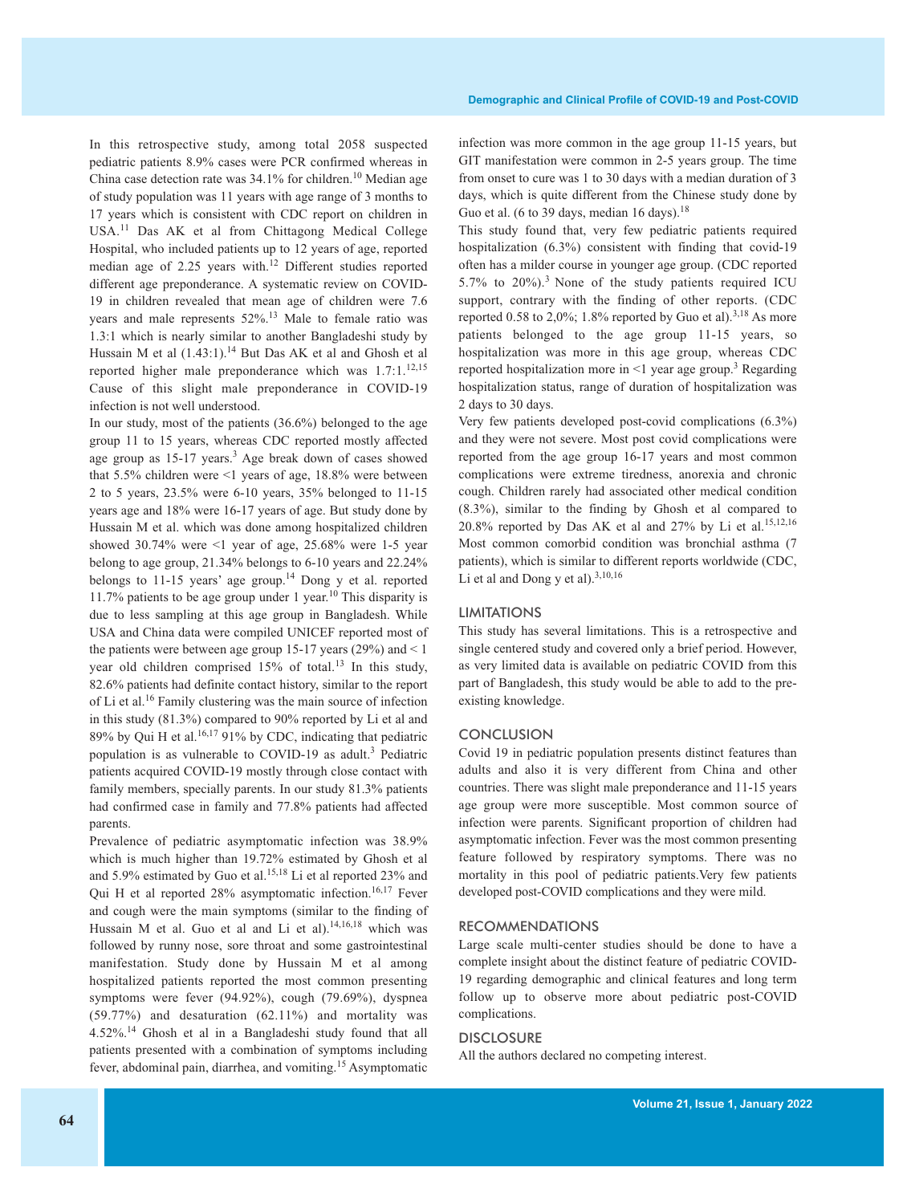In this retrospective study, among total 2058 suspected pediatric patients 8.9% cases were PCR confirmed whereas in China case detection rate was 34.1% for children.[10] Median age of study population was 11 years with age range of 3 months to 17 years which is consistent with CDC report on children in USA.[11] Das AK et al from Chittagong Medical College Hospital, who included patients up to 12 years of age, reported median age of 2.25 years with.[12] Different studies reported different age preponderance. A systematic review on COVID-19 in children revealed that mean age of children were 7.6 years and male represents 52%.[13] Male to female ratio was 1.3:1 which is nearly similar to another Bangladeshi study by Hussain M et al (1.43:1).[14] But Das AK et al and Ghosh et al reported higher male preponderance which was 1.7:1.[12,15] Cause of this slight male preponderance in COVID-19 infection is not well understood.

In our study, most of the patients (36.6%) belonged to the age group 11 to 15 years, whereas CDC reported mostly affected age group as 15-17 years.[3] Age break down of cases showed that 5.5% children were <1 years of age, 18.8% were between 2 to 5 years, 23.5% were 6-10 years, 35% belonged to 11-15 years age and 18% were 16-17 years of age. But study done by Hussain M et al. which was done among hospitalized children showed 30.74% were <1 year of age, 25.68% were 1-5 year belong to age group, 21.34% belongs to 6-10 years and 22.24% belongs to 11-15 years' age group.[14] Dong y et al. reported 11.7% patients to be age group under 1 year.[10] This disparity is due to less sampling at this age group in Bangladesh. While USA and China data were compiled UNICEF reported most of the patients were between age group 15-17 years (29%) and < 1 year old children comprised 15% of total.[13] In this study, 82.6% patients had definite contact history, similar to the report of Li et al.[16] Family clustering was the main source of infection in this study (81.3%) compared to 90% reported by Li et al and 89% by Qui H et al.[16,17] 91% by CDC, indicating that pediatric population is as vulnerable to COVID-19 as adult.[3] Pediatric patients acquired COVID-19 mostly through close contact with family members, specially parents. In our study 81.3% patients had confirmed case in family and 77.8% patients had affected parents.

Prevalence of pediatric asymptomatic infection was 38.9% which is much higher than 19.72% estimated by Ghosh et al and 5.9% estimated by Guo et al.[15,18] Li et al reported 23% and Qui H et al reported 28% asymptomatic infection.[16,17] Fever and cough were the main symptoms (similar to the finding of Hussain M et al. Guo et al and Li et al).[14,16,18] which was followed by runny nose, sore throat and some gastrointestinal manifestation. Study done by Hussain M et al among hospitalized patients reported the most common presenting symptoms were fever (94.92%), cough (79.69%), dyspnea (59.77%) and desaturation (62.11%) and mortality was 4.52%.[14] Ghosh et al in a Bangladeshi study found that all patients presented with a combination of symptoms including fever, abdominal pain, diarrhea, and vomiting.[15] Asymptomatic infection was more common in the age group 11-15 years, but GIT manifestation were common in 2-5 years group. The time from onset to cure was 1 to 30 days with a median duration of 3 days, which is quite different from the Chinese study done by Guo et al. (6 to 39 days, median 16 days).[18]

This study found that, very few pediatric patients required hospitalization (6.3%) consistent with finding that covid-19 often has a milder course in younger age group. (CDC reported 5.7% to 20%).[3] None of the study patients required ICU support, contrary with the finding of other reports. (CDC reported 0.58 to 2,0%; 1.8% reported by Guo et al).[3,18] As more patients belonged to the age group 11-15 years, so hospitalization was more in this age group, whereas CDC reported hospitalization more in <1 year age group.[3] Regarding hospitalization status, range of duration of hospitalization was 2 days to 30 days.

Very few patients developed post-covid complications (6.3%) and they were not severe. Most post covid complications were reported from the age group 16-17 years and most common complications were extreme tiredness, anorexia and chronic cough. Children rarely had associated other medical condition (8.3%), similar to the finding by Ghosh et al compared to 20.8% reported by Das AK et al and 27% by Li et al.[15,12,16] Most common comorbid condition was bronchial asthma (7 patients), which is similar to different reports worldwide (CDC, Li et al and Dong y et al).[3,10,16]

## LIMITATIONS

This study has several limitations. This is a retrospective and single centered study and covered only a brief period. However, as very limited data is available on pediatric COVID from this part of Bangladesh, this study would be able to add to the pre-existing knowledge.

## CONCLUSION

Covid 19 in pediatric population presents distinct features than adults and also it is very different from China and other countries. There was slight male preponderance and 11-15 years age group were more susceptible. Most common source of infection were parents. Significant proportion of children had asymptomatic infection. Fever was the most common presenting feature followed by respiratory symptoms. There was no mortality in this pool of pediatric patients.Very few patients developed post-COVID complications and they were mild.

## RECOMMENDATIONS

Large scale multi-center studies should be done to have a complete insight about the distinct feature of pediatric COVID-19 regarding demographic and clinical features and long term follow up to observe more about pediatric post-COVID complications.

## DISCLOSURE

All the authors declared no competing interest.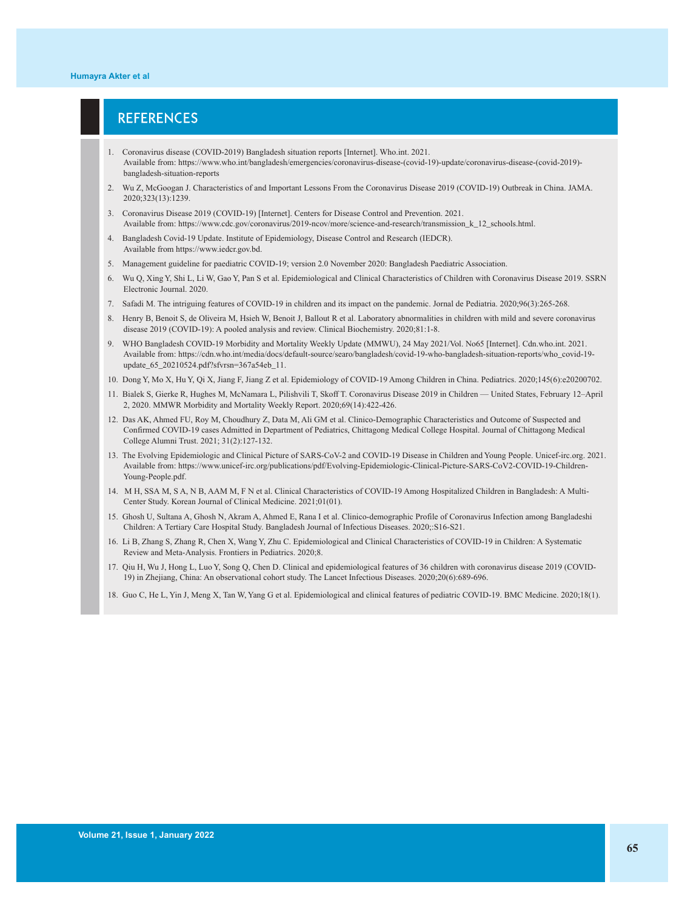## REFERENCES

1. Coronavirus disease (COVID-2019) Bangladesh situation reports [Internet]. Who.int. 2021. Available from: https://www.who.int/bangladesh/emergencies/coronavirus-disease-(covid-19)-update/coronavirus-disease-(covid-2019)-bangladesh-situation-reports
2. Wu Z, McGoogan J. Characteristics of and Important Lessons From the Coronavirus Disease 2019 (COVID-19) Outbreak in China. JAMA. 2020;323(13):1239.
3. Coronavirus Disease 2019 (COVID-19) [Internet]. Centers for Disease Control and Prevention. 2021. Available from: https://www.cdc.gov/coronavirus/2019-ncov/more/science-and-research/transmission_k_12_schools.html.
4. Bangladesh Covid-19 Update. Institute of Epidemiology, Disease Control and Research (IEDCR). Available from https://www.iedcr.gov.bd.
5. Management guideline for paediatric COVID-19; version 2.0 November 2020: Bangladesh Paediatric Association.
6. Wu Q, Xing Y, Shi L, Li W, Gao Y, Pan S et al. Epidemiological and Clinical Characteristics of Children with Coronavirus Disease 2019. SSRN Electronic Journal. 2020.
7. Safadi M. The intriguing features of COVID-19 in children and its impact on the pandemic. Jornal de Pediatria. 2020;96(3):265-268.
8. Henry B, Benoit S, de Oliveira M, Hsieh W, Benoit J, Ballout R et al. Laboratory abnormalities in children with mild and severe coronavirus disease 2019 (COVID-19): A pooled analysis and review. Clinical Biochemistry. 2020;81:1-8.
9. WHO Bangladesh COVID-19 Morbidity and Mortality Weekly Update (MMWU), 24 May 2021/Vol. No65 [Internet]. Cdn.who.int. 2021. Available from: https://cdn.who.int/media/docs/default-source/searo/bangladesh/covid-19-who-bangladesh-situation-reports/who_covid-19-update_65_20210524.pdf?sfvrsn=367a54eb_11.
10. Dong Y, Mo X, Hu Y, Qi X, Jiang F, Jiang Z et al. Epidemiology of COVID-19 Among Children in China. Pediatrics. 2020;145(6):e20200702.
11. Bialek S, Gierke R, Hughes M, McNamara L, Pilishvili T, Skoff T. Coronavirus Disease 2019 in Children — United States, February 12–April 2, 2020. MMWR Morbidity and Mortality Weekly Report. 2020;69(14):422-426.
12. Das AK, Ahmed FU, Roy M, Choudhury Z, Data M, Ali GM et al. Clinico-Demographic Characteristics and Outcome of Suspected and Confirmed COVID-19 cases Admitted in Department of Pediatrics, Chittagong Medical College Hospital. Journal of Chittagong Medical College Alumni Trust. 2021; 31(2):127-132.
13. The Evolving Epidemiologic and Clinical Picture of SARS-CoV-2 and COVID-19 Disease in Children and Young People. Unicef-irc.org. 2021. Available from: https://www.unicef-irc.org/publications/pdf/Evolving-Epidemiologic-Clinical-Picture-SARS-CoV2-COVID-19-Children-Young-People.pdf.
14. M H, SSA M, S A, N B, AAM M, F N et al. Clinical Characteristics of COVID-19 Among Hospitalized Children in Bangladesh: A Multi-Center Study. Korean Journal of Clinical Medicine. 2021;01(01).
15. Ghosh U, Sultana A, Ghosh N, Akram A, Ahmed E, Rana I et al. Clinico-demographic Profile of Coronavirus Infection among Bangladeshi Children: A Tertiary Care Hospital Study. Bangladesh Journal of Infectious Diseases. 2020;:S16-S21.
16. Li B, Zhang S, Zhang R, Chen X, Wang Y, Zhu C. Epidemiological and Clinical Characteristics of COVID-19 in Children: A Systematic Review and Meta-Analysis. Frontiers in Pediatrics. 2020;8.
17. Qiu H, Wu J, Hong L, Luo Y, Song Q, Chen D. Clinical and epidemiological features of 36 children with coronavirus disease 2019 (COVID-19) in Zhejiang, China: An observational cohort study. The Lancet Infectious Diseases. 2020;20(6):689-696.
18. Guo C, He L, Yin J, Meng X, Tan W, Yang G et al. Epidemiological and clinical features of pediatric COVID-19. BMC Medicine. 2020;18(1).